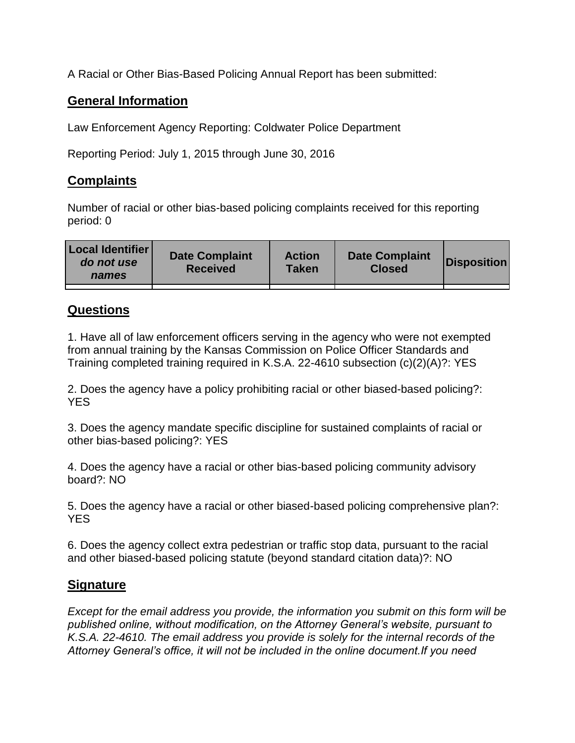A Racial or Other Bias-Based Policing Annual Report has been submitted:

## General Information

Law Enforcement Agency Reporting: Coldwater Police Department

Reporting Period: July 1, 2015 through June 30, 2016

## Complaints

Number of racial or other bias-based policing complaints received for this reporting period: 0

| **Local Identifier** *do not use names* | **Date Complaint Received** | **Action Taken** | **Date Complaint Closed** | **Disposition** |
|---|---|---|---|---|
| | | | | |

## Questions

1. Have all of law enforcement officers serving in the agency who were not exempted from annual training by the Kansas Commission on Police Officer Standards and Training completed training required in K.S.A. 22-4610 subsection (c)(2)(A)?: YES

2. Does the agency have a policy prohibiting racial or other biased-based policing?: YES

3. Does the agency mandate specific discipline for sustained complaints of racial or other bias-based policing?: YES

4. Does the agency have a racial or other bias-based policing community advisory board?: NO

5. Does the agency have a racial or other biased-based policing comprehensive plan?: YES

6. Does the agency collect extra pedestrian or traffic stop data, pursuant to the racial and other biased-based policing statute (beyond standard citation data)?: NO

## Signature

*Except for the email address you provide, the information you submit on this form will be published online, without modification, on the Attorney General's website, pursuant to K.S.A. 22-4610. The email address you provide is solely for the internal records of the Attorney General's office, it will not be included in the online document.If you need*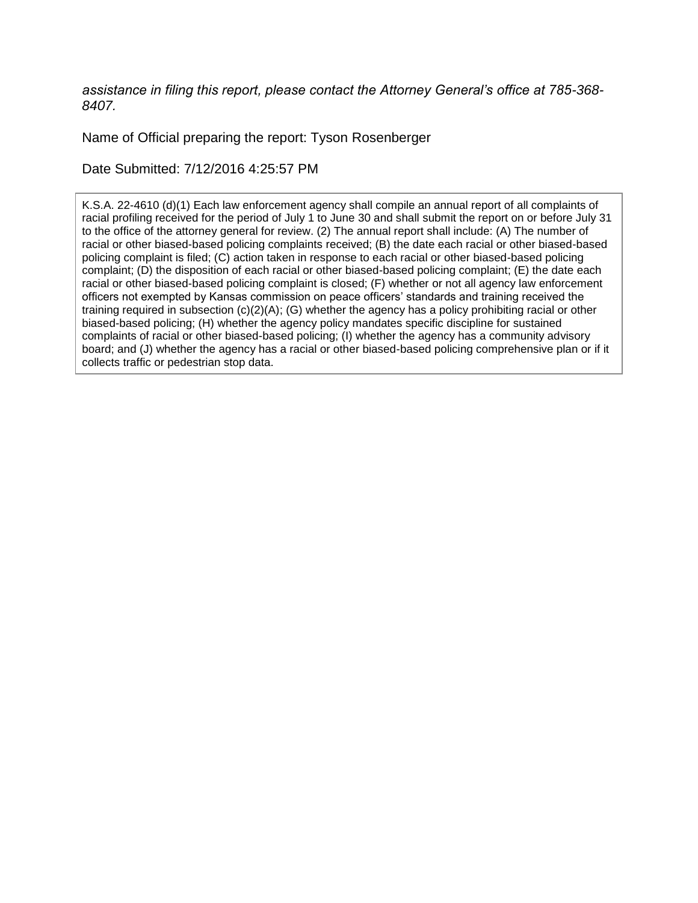*assistance in filing this report, please contact the Attorney General's office at 785-368-8407.*

Name of Official preparing the report: Tyson Rosenberger

Date Submitted: 7/12/2016 4:25:57 PM

K.S.A. 22-4610 (d)(1) Each law enforcement agency shall compile an annual report of all complaints of racial profiling received for the period of July 1 to June 30 and shall submit the report on or before July 31 to the office of the attorney general for review. (2) The annual report shall include: (A) The number of racial or other biased-based policing complaints received; (B) the date each racial or other biased-based policing complaint is filed; (C) action taken in response to each racial or other biased-based policing complaint; (D) the disposition of each racial or other biased-based policing complaint; (E) the date each racial or other biased-based policing complaint is closed; (F) whether or not all agency law enforcement officers not exempted by Kansas commission on peace officers' standards and training received the training required in subsection (c)(2)(A); (G) whether the agency has a policy prohibiting racial or other biased-based policing; (H) whether the agency policy mandates specific discipline for sustained complaints of racial or other biased-based policing; (I) whether the agency has a community advisory board; and (J) whether the agency has a racial or other biased-based policing comprehensive plan or if it collects traffic or pedestrian stop data.